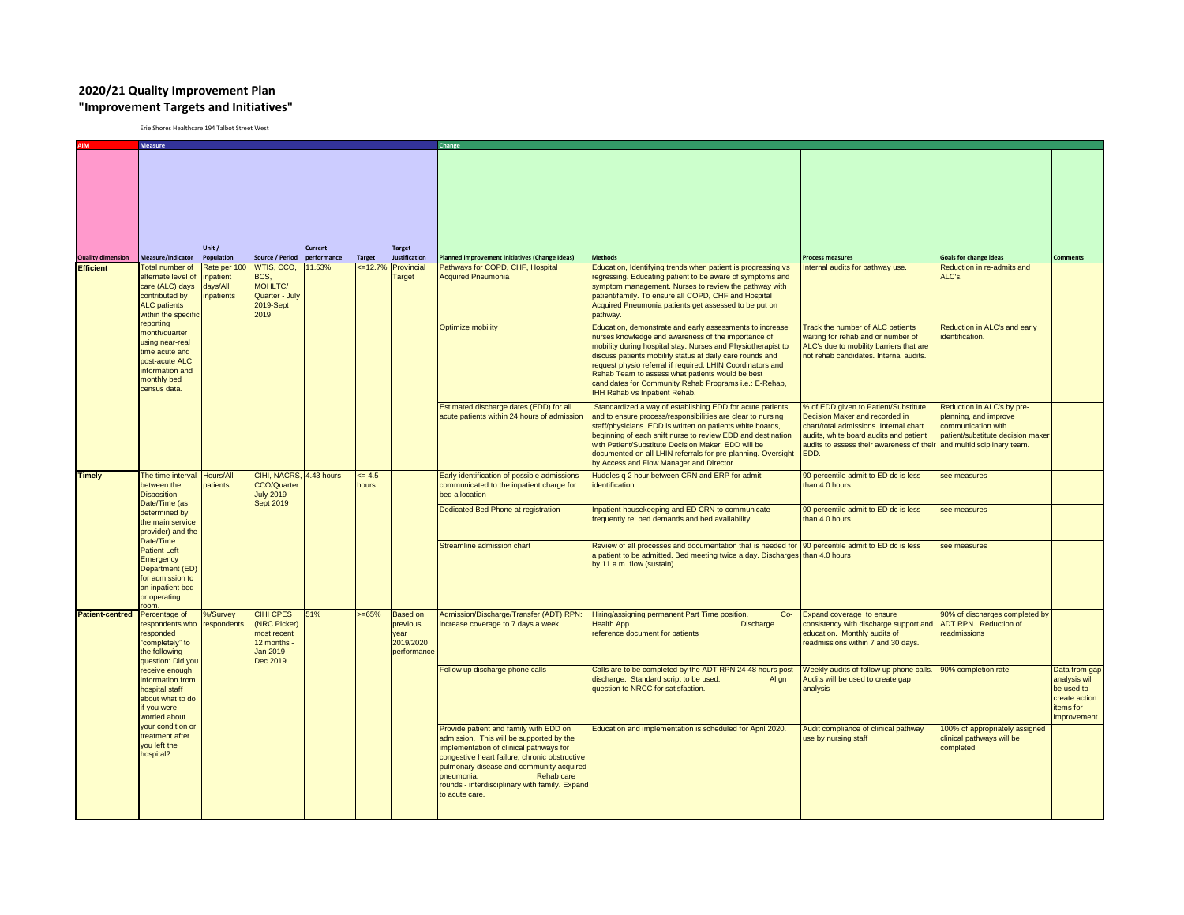# 2020/21 Quality Improvement Plan
## "Improvement Targets and Initiatives"

Erie Shores Healthcare 194 Talbot Street West

| AIM | Measure | | | | | | Change | | | | |
|---|---|---|---|---|---|---|---|---|---|---|---|
| Quality dimension | Measure/Indicator | Unit / Population | Source / Period | Current performance | Target | Target Justification | Planned improvement initiatives (Change Ideas) | Methods | Process measures | Goals for change ideas | Comments |
| **Efficient** | Total number of alternate level of care (ALC) days contributed by ALC patients within the specific reporting month/quarter using near-real time acute and post-acute ALC information and monthly bed census data. | Rate per 100 inpatient days/All inpatients | WTIS, CCO, BCS, MOHLTC/ Quarter - July 2019-Sept 2019 | 11.53% | <=12.7% | Provincial Target | Pathways for COPD, CHF, Hospital Acquired Pneumonia | Education, Identifying trends when patient is progressing vs regressing. Educating patient to be aware of symptoms and symptom management. Nurses to review the pathway with patient/family. To ensure all COPD, CHF and Hospital Acquired Pneumonia patients get assessed to be put on pathway. | Internal audits for pathway use. | Reduction in re-admits and ALC's. | |
| | | | | | | | Optimize mobility | Education, demonstrate and early assessments to increase nurses knowledge and awareness of the importance of mobility during hospital stay. Nurses and Physiotherapist to discuss patients mobility status at daily care rounds and request physio referral if required. LHIN Coordinators and Rehab Team to assess what patients would be best candidates for Community Rehab Programs i.e.: E-Rehab, IHH Rehab vs Inpatient Rehab. | Track the number of ALC patients waiting for rehab and or number of ALC's due to mobility barriers that are not rehab candidates. Internal audits. | Reduction in ALC's and early identification. | |
| | | | | | | | Estimated discharge dates (EDD) for all acute patients within 24 hours of admission | Standardized a way of establishing EDD for acute patients, and to ensure process/responsibilities are clear to nursing staff/physicians. EDD is written on patients white boards, beginning of each shift nurse to review EDD and destination with Patient/Substitute Decision Maker. EDD will be documented on all LHIN referrals for pre-planning. Oversight by Access and Flow Manager and Director. | % of EDD given to Patient/Substitute Decision Maker and recorded in chart/total admissions. Internal chart audits, white board audits and patient audits to assess their awareness of their EDD. | Reduction in ALC's by pre-planning, and improve communication with patient/substitute decision maker and multidisciplinary team. | |
| **Timely** | The time interval between the Disposition Date/Time (as determined by the main service provider) and the Date/Time Patient Left Emergency Department (ED) for admission to an inpatient bed or operating room. | Hours/All patients | CIHI, NACRS, CCO/Quarter July 2019-Sept 2019 | 4.43 hours | <= 4.5 hours | | Early identification of possible admissions communicated to the inpatient charge for bed allocation | Huddles q 2 hour between CRN and ERP for admit identification | 90 percentile admit to ED dc is less than 4.0 hours | see measures | |
| | | | | | | | Dedicated Bed Phone at registration | Inpatient housekeeping and ED CRN to communicate frequently re: bed demands and bed availability. | 90 percentile admit to ED dc is less than 4.0 hours | see measures | |
| | | | | | | | Streamline admission chart | Review of all processes and documentation that is needed for a patient to be admitted. Bed meeting twice a day. Discharges by 11 a.m. flow (sustain) | 90 percentile admit to ED dc is less than 4.0 hours | see measures | |
| **Patient-centred** | Percentage of respondents who responded "completely" to the following question: Did you receive enough information from hospital staff about what to do if you were worried about your condition or treatment after you left the hospital? | %/Survey respondents | CIHI CPES (NRC Picker) most recent 12 months - Jan 2019 - Dec 2019 | 51% | >=65% | Based on previous year 2019/2020 performance | Admission/Discharge/Transfer (ADT) RPN: increase coverage to 7 days a week | Hiring/assigning permanent Part Time position. Co-Health App Discharge reference document for patients | Expand coverage to ensure consistency with discharge support and education. Monthly audits of readmissions within 7 and 30 days. | 90% of discharges completed by ADT RPN. Reduction of readmissions | |
| | | | | | | | Follow up discharge phone calls | Calls are to be completed by the ADT RPN 24-48 hours post discharge. Standard script to be used. Align question to NRCC for satisfaction. | Weekly audits of follow up phone calls. Audits will be used to create gap analysis | 90% completion rate | Data from gap analysis will be used to create action items for improvement. |
| | | | | | | | Provide patient and family with EDD on admission. This will be supported by the implementation of clinical pathways for congestive heart failure, chronic obstructive pulmonary disease and community acquired pneumonia. Rehab care rounds - interdisciplinary with family. Expand to acute care. | Education and implementation is scheduled for April 2020. | Audit compliance of clinical pathway use by nursing staff | 100% of appropriately assigned clinical pathways will be completed | |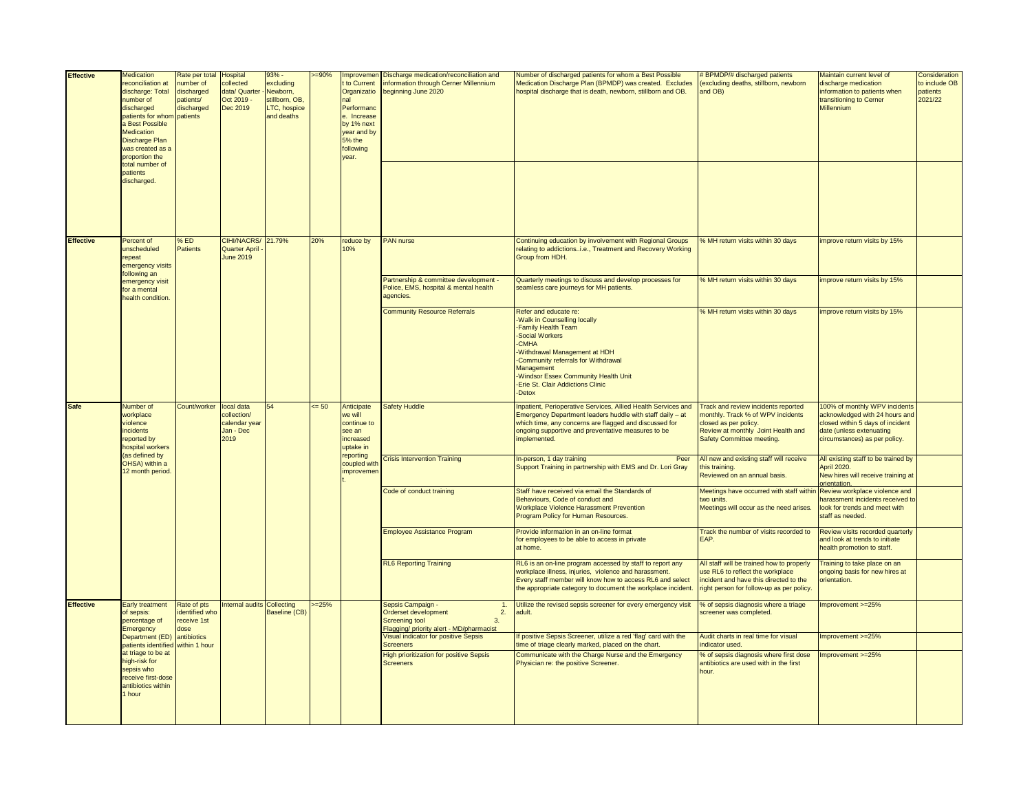| | | | | | | | | | | | |
|---|---|---|---|---|---|---|---|---|---|---|---|
| **Effective** | Medication reconciliation at discharge: Total number of discharged patients for whom a Best Possible Medication Discharge Plan was created as a proportion the total number of patients discharged. | Rate per total number of discharged patients/ discharged patients | Hospital collected data/ Quarter - Oct 2019 - Dec 2019 | 93% - excluding Newborn, stillborn, OB, LTC, hospice and deaths | >=90% | Improvement to Current Organizational Performance. Increase by 1% next year and by 5% the following year. | Discharge medication/reconciliation and information through Cerner Millennium beginning June 2020 | Number of discharged patients for whom a Best Possible Medication Discharge Plan (BPMDP) was created. Excludes hospital discharge that is death, newborn, stillborn and OB. | # BPMDP/# discharged patients (excluding deaths, stillborn, newborn and OB) | Maintain current level of discharge medication information to patients when transitioning to Cerner Millennium | Consideration to include OB patients 2021/22 |
| | | | | | | | | | | | |
| **Effective** | Percent of unscheduled repeat emergency visits following an emergency visit for a mental health condition. | % ED Patients | CIHI/NACRS/ Quarter April - June 2019 | 21.79% | 20% | reduce by 10% | PAN nurse | Continuing education by involvement with Regional Groups relating to addictions..i.e., Treatment and Recovery Working Group from HDH. | % MH return visits within 30 days | improve return visits by 15% | |
| | | | | | | | Partnership & committee development - Police, EMS, hospital & mental health agencies. | Quarterly meetings to discuss and develop processes for seamless care journeys for MH patients. | % MH return visits within 30 days | improve return visits by 15% | |
| | | | | | | | Community Resource Referrals | Refer and educate re:<br>-Walk in Counselling locally<br>-Family Health Team<br>-Social Workers<br>-CMHA<br>-Withdrawal Management at HDH<br>-Community referrals for Withdrawal Management<br>-Windsor Essex Community Health Unit<br>-Erie St. Clair Addictions Clinic<br>-Detox | % MH return visits within 30 days | improve return visits by 15% | |
| **Safe** | Number of workplace violence incidents reported by hospital workers (as defined by OHSA) within a 12 month period. | Count/worker | local data collection/ calendar year Jan - Dec 2019 | 54 | <= 50 | Anticipate we will continue to see an increased uptake in reporting coupled with improvement. | Safety Huddle | Inpatient, Perioperative Services, Allied Health Services and Emergency Department leaders huddle with staff daily – at which time, any concerns are flagged and discussed for ongoing supportive and preventative measures to be implemented. | Track and review incidents reported monthly. Track % of WPV incidents closed as per policy. Review at monthly Joint Health and Safety Committee meeting. | 100% of monthly WPV incidents acknowledged with 24 hours and closed within 5 days of incident date (unless extenuating circumstances) as per policy. | |
| | | | | | | | Crisis Intervention Training | In-person, 1 day training Peer Support Training in partnership with EMS and Dr. Lori Gray | All new and existing staff will receive this training. Reviewed on an annual basis. | All existing staff to be trained by April 2020. New hires will receive training at orientation. | |
| | | | | | | | Code of conduct training | Staff have received via email the Standards of Behaviours, Code of conduct and Workplace Violence Harassment Prevention Program Policy for Human Resources. | Meetings have occurred with staff within two units. Meetings will occur as the need arises. | Review workplace violence and harassment incidents received to look for trends and meet with staff as needed. | |
| | | | | | | | Employee Assistance Program | Provide information in an on-line format for employees to be able to access in private at home. | Track the number of visits recorded to EAP. | Review visits recorded quarterly and look at trends to initiate health promotion to staff. | |
| | | | | | | | RL6 Reporting Training | RL6 is an on-line program accessed by staff to report any workplace illness, injuries, violence and harassment. Every staff member will know how to access RL6 and select the appropriate category to document the workplace incident. | All staff will be trained how to properly use RL6 to reflect the workplace incident and have this directed to the right person for follow-up as per policy. | Training to take place on an ongoing basis for new hires at orientation. | |
| **Effective** | Early treatment of sepsis: percentage of Emergency Department (ED) patients identified at triage to be at high-risk for sepsis who receive first-dose antibiotics within 1 hour | Rate of pts identified who receive 1st dose antibiotics within 1 hour | Internal audits | Collecting Baseline (CB) | >=25% | | Sepsis Campaign - 1. Orderset development 2. Screening tool 3. Flagging/ priority alert - MD/pharmacist | Utilize the revised sepsis screener for every emergency visit adult. | % of sepsis diagnosis where a triage screener was completed. | Improvement >=25% | |
| | | | | | | | Visual indicator for positive Sepsis Screeners | If positive Sepsis Screener, utilize a red 'flag' card with the time of triage clearly marked, placed on the chart. | Audit charts in real time for visual indicator used. | Improvement >=25% | |
| | | | | | | | High prioritization for positive Sepsis Screeners | Communicate with the Charge Nurse and the Emergency Physician re: the positive Screener. | % of sepsis diagnosis where first dose antibiotics are used with in the first hour. | Improvement >=25% | |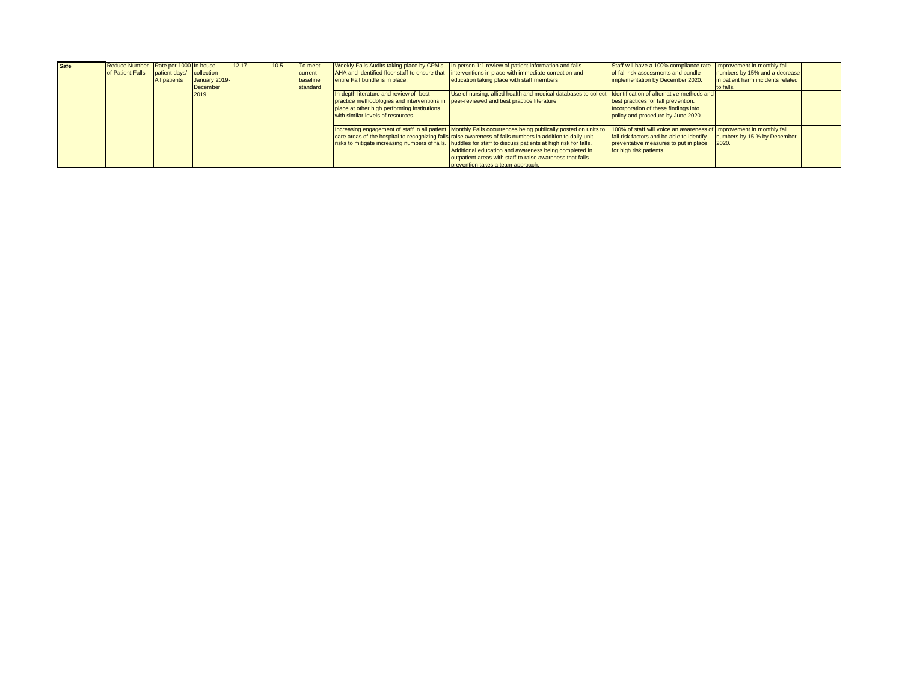| | | | | | | | | | | | |
|---|---|---|---|---|---|---|---|---|---|---|---|
| **Safe** | Reduce Number of Patient Falls | Rate per 1000 patient days/ All patients | In house collection - January 2019-December 2019 | 12.17 | 10.5 | To meet current baseline standard | Weekly Falls Audits taking place by CPM's, AHA and identified floor staff to ensure that entire Fall bundle is in place. | In-person 1:1 review of patient information and falls interventions in place with immediate correction and education taking place with staff members | Staff will have a 100% compliance rate of fall risk assessments and bundle implementation by December 2020. | Improvement in monthly fall numbers by 15% and a decrease in patient harm incidents related to falls. | |
| | | | | | | | In-depth literature and review of best practice methodologies and interventions in place at other high performing institutions with similar levels of resources. | Use of nursing, allied health and medical databases to collect peer-reviewed and best practice literature | Identification of alternative methods and best practices for fall prevention. Incorporation of these findings into policy and procedure by June 2020. | | |
| | | | | | | | Increasing engagement of staff in all patient care areas of the hospital to recognizing falls risks to mitigate increasing numbers of falls. | Monthly Falls occurrences being publically posted on units to raise awareness of falls numbers in addition to daily unit huddles for staff to discuss patients at high risk for falls. Additional education and awareness being completed in outpatient areas with staff to raise awareness that falls prevention takes a team approach. | 100% of staff will voice an awareness of fall risk factors and be able to identify preventative measures to put in place for high risk patients. | Improvement in monthly fall numbers by 15 % by December 2020. | |